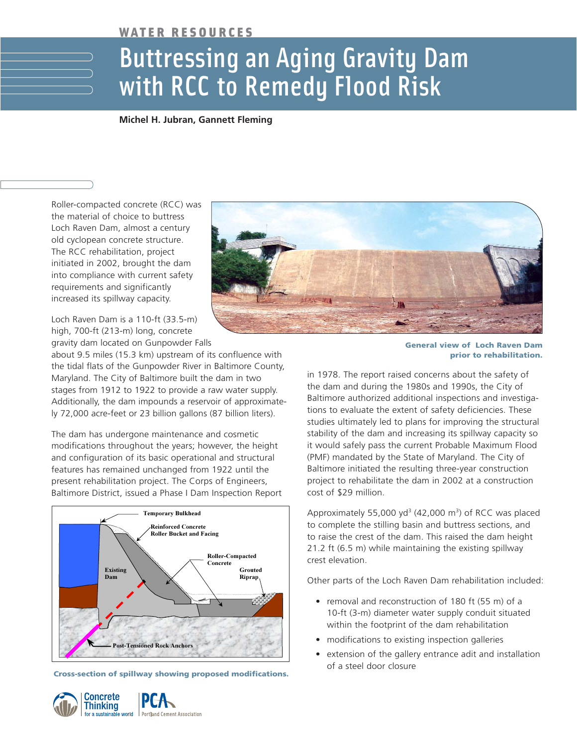WATER RESOURCES

# Buttressing an Aging Gravity Dam with RCC to Remedy Flood Risk

**Michel H. Jubran, Gannett Fleming**

Roller-compacted concrete (RCC) was the material of choice to buttress Loch Raven Dam, almost a century old cyclopean concrete structure. The RCC rehabilitation, project initiated in 2002, brought the dam into compliance with current safety requirements and significantly increased its spillway capacity.

Loch Raven Dam is a 110-ft (33.5-m) high, 700-ft (213-m) long, concrete gravity dam located on Gunpowder Falls about 9.5 miles (15.3 km) upstream of its confluence with the tidal flats of the Gunpowder River in Baltimore County, Maryland. The City of Baltimore built the dam in two stages from 1912 to 1922 to provide a raw water supply. Additionally, the dam impounds a reservoir of approximately 72,000 acre-feet or 23 billion gallons (87 billion liters).

General view of Loch Raven Dam prior to rehabilitation.

The dam has undergone maintenance and cosmetic modifications throughout the years; however, the height and configuration of its basic operational and structural features has remained unchanged from 1922 until the present rehabilitation project. The Corps of Engineers, Baltimore District, issued a Phase I Dam Inspection Report in 1978. The report raised concerns about the safety of the dam and during the 1980s and 1990s, the City of Baltimore authorized additional inspections and investigations to evaluate the extent of safety deficiencies. These studies ultimately led to plans for improving the structural stability of the dam and increasing its spillway capacity so it would safely pass the current Probable Maximum Flood (PMF) mandated by the State of Maryland. The City of Baltimore initiated the resulting three-year construction project to rehabilitate the dam in 2002 at a construction cost of $29 million.

Cross-section of spillway showing proposed modifications.

Approximately 55,000 yd$^3$ (42,000 m$^3$) of RCC was placed to complete the stilling basin and buttress sections, and to raise the crest of the dam. This raised the dam height 21.2 ft (6.5 m) while maintaining the existing spillway crest elevation.

Other parts of the Loch Raven Dam rehabilitation included:

- removal and reconstruction of 180 ft (55 m) of a 10-ft (3-m) diameter water supply conduit situated within the footprint of the dam rehabilitation
- modifications to existing inspection galleries
- extension of the gallery entrance adit and installation of a steel door closure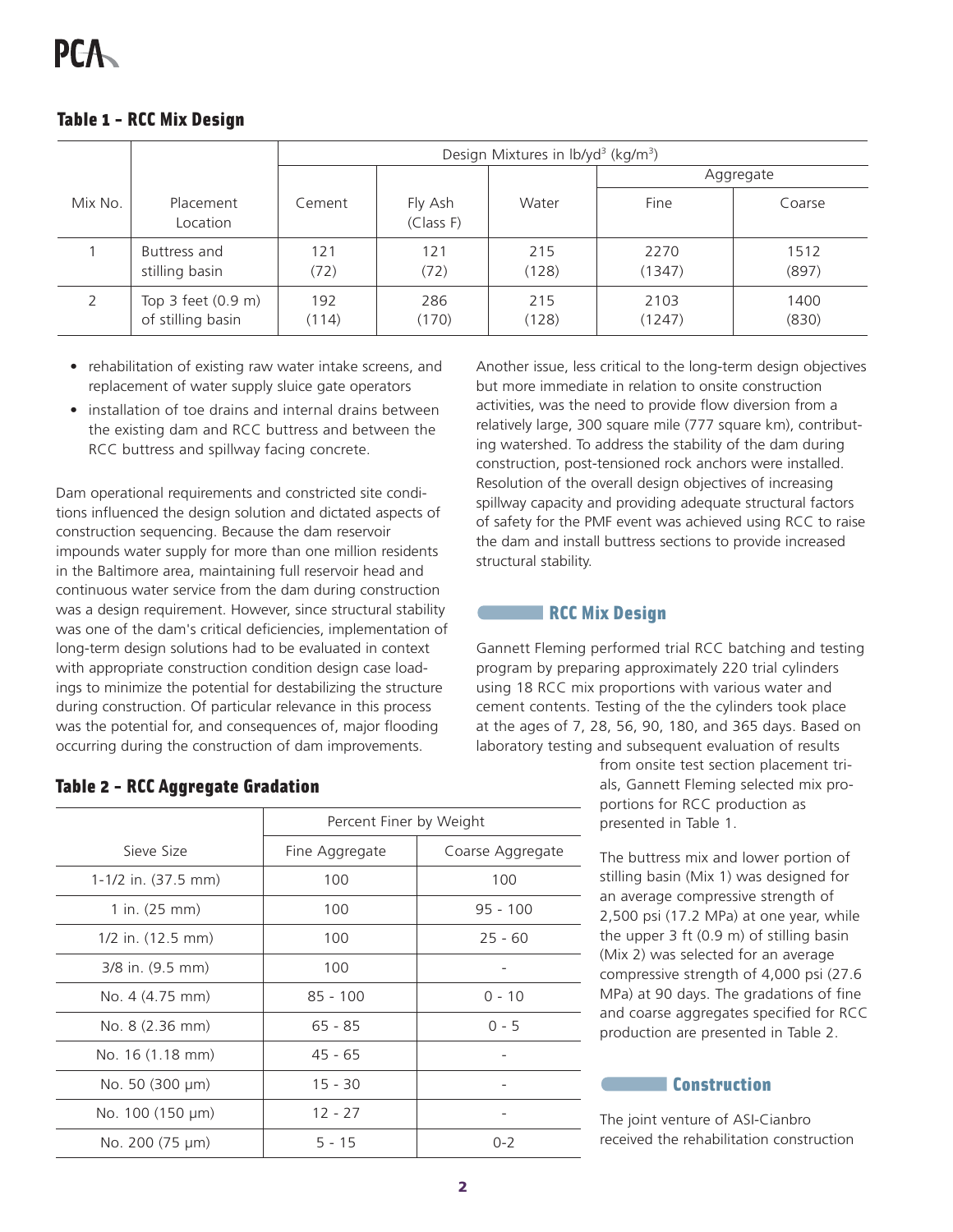## Table 1 – RCC Mix Design

| Mix No. | Placement Location | Design Mixtures in lb/yd$^3$ (kg/m$^3$) | | | Aggregate | |
|---|---|---|---|---|---|---|
| | | Cement | Fly Ash (Class F) | Water | Fine | Coarse |
| 1 | Buttress and stilling basin | 121 (72) | 121 (72) | 215 (128) | 2270 (1347) | 1512 (897) |
| 2 | Top 3 feet (0.9 m) of stilling basin | 192 (114) | 286 (170) | 215 (128) | 2103 (1247) | 1400 (830) |

- rehabilitation of existing raw water intake screens, and replacement of water supply sluice gate operators
- installation of toe drains and internal drains between the existing dam and RCC buttress and between the RCC buttress and spillway facing concrete.

Dam operational requirements and constricted site conditions influenced the design solution and dictated aspects of construction sequencing. Because the dam reservoir impounds water supply for more than one million residents in the Baltimore area, maintaining full reservoir head and continuous water service from the dam during construction was a design requirement. However, since structural stability was one of the dam's critical deficiencies, implementation of long-term design solutions had to be evaluated in context with appropriate construction condition design case loadings to minimize the potential for destabilizing the structure during construction. Of particular relevance in this process was the potential for, and consequences of, major flooding occurring during the construction of dam improvements.

Another issue, less critical to the long-term design objectives but more immediate in relation to onsite construction activities, was the need to provide flow diversion from a relatively large, 300 square mile (777 square km), contributing watershed. To address the stability of the dam during construction, post-tensioned rock anchors were installed. Resolution of the overall design objectives of increasing spillway capacity and providing adequate structural factors of safety for the PMF event was achieved using RCC to raise the dam and install buttress sections to provide increased structural stability.

## RCC Mix Design

Gannett Fleming performed trial RCC batching and testing program by preparing approximately 220 trial cylinders using 18 RCC mix proportions with various water and cement contents. Testing of the the cylinders took place at the ages of 7, 28, 56, 90, 180, and 365 days. Based on laboratory testing and subsequent evaluation of results from onsite test section placement trials, Gannett Fleming selected mix proportions for RCC production as presented in Table 1.

The buttress mix and lower portion of stilling basin (Mix 1) was designed for an average compressive strength of 2,500 psi (17.2 MPa) at one year, while the upper 3 ft (0.9 m) of stilling basin (Mix 2) was selected for an average compressive strength of 4,000 psi (27.6 MPa) at 90 days. The gradations of fine and coarse aggregates specified for RCC production are presented in Table 2.

## Table 2 – RCC Aggregate Gradation

| Sieve Size | Percent Finer by Weight | |
|---|---|---|
| | Fine Aggregate | Coarse Aggregate |
| 1-1/2 in. (37.5 mm) | 100 | 100 |
| 1 in. (25 mm) | 100 | 95 - 100 |
| 1/2 in. (12.5 mm) | 100 | 25 - 60 |
| 3/8 in. (9.5 mm) | 100 | - |
| No. 4 (4.75 mm) | 85 - 100 | 0 - 10 |
| No. 8 (2.36 mm) | 65 - 85 | 0 - 5 |
| No. 16 (1.18 mm) | 45 - 65 | - |
| No. 50 (300 μm) | 15 - 30 | - |
| No. 100 (150 μm) | 12 - 27 | - |
| No. 200 (75 μm) | 5 - 15 | 0-2 |

## Construction

The joint venture of ASI-Cianbro received the rehabilitation construction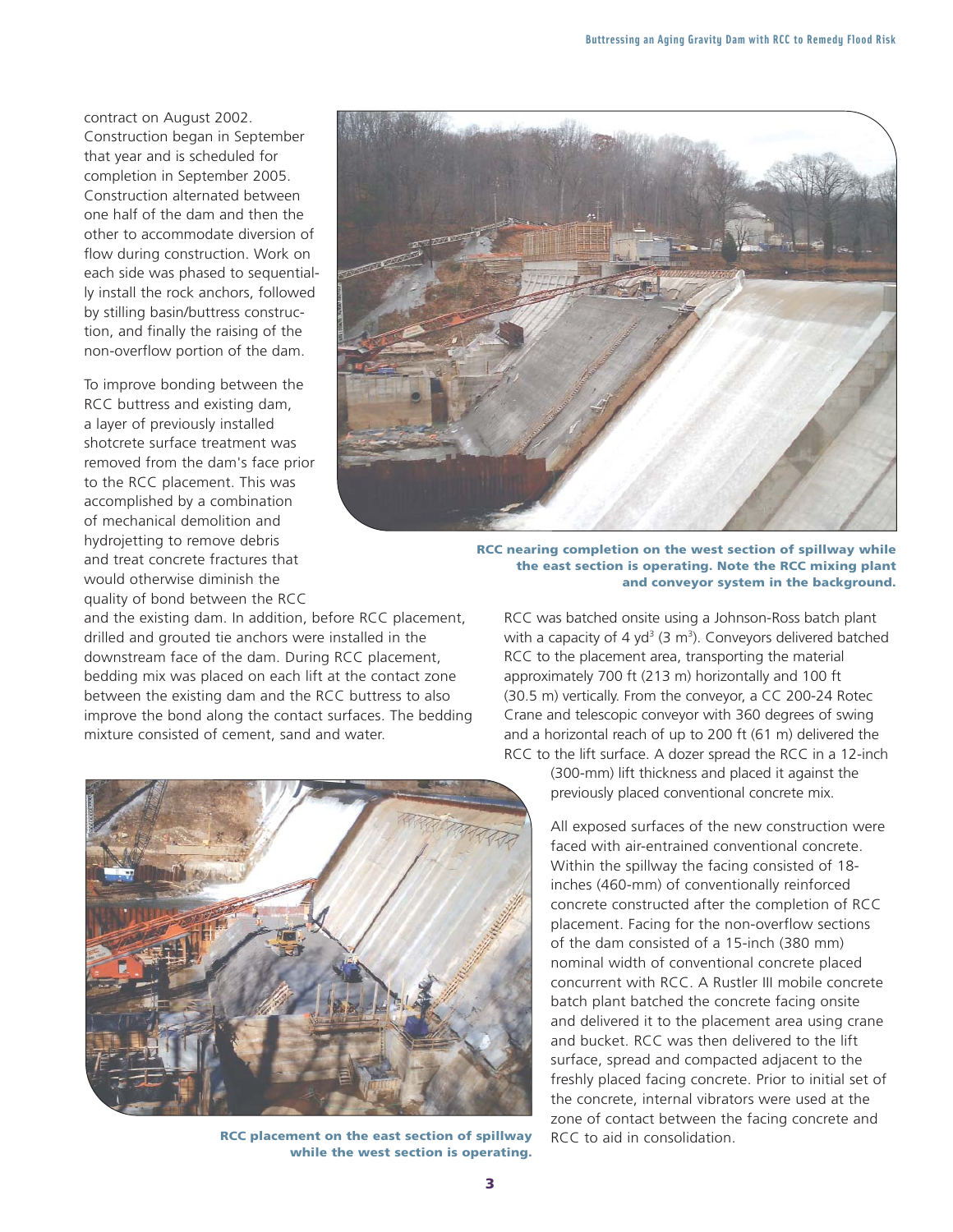contract on August 2002. Construction began in September that year and is scheduled for completion in September 2005. Construction alternated between one half of the dam and then the other to accommodate diversion of flow during construction. Work on each side was phased to sequentially install the rock anchors, followed by stilling basin/buttress construction, and finally the raising of the non-overflow portion of the dam.

To improve bonding between the RCC buttress and existing dam, a layer of previously installed shotcrete surface treatment was removed from the dam's face prior to the RCC placement. This was accomplished by a combination of mechanical demolition and hydrojetting to remove debris and treat concrete fractures that would otherwise diminish the quality of bond between the RCC and the existing dam. In addition, before RCC placement, drilled and grouted tie anchors were installed in the downstream face of the dam. During RCC placement, bedding mix was placed on each lift at the contact zone between the existing dam and the RCC buttress to also improve the bond along the contact surfaces. The bedding mixture consisted of cement, sand and water.

**RCC nearing completion on the west section of spillway while the east section is operating. Note the RCC mixing plant and conveyor system in the background.**

RCC was batched onsite using a Johnson-Ross batch plant with a capacity of 4 yd$^3$ (3 m$^3$). Conveyors delivered batched RCC to the placement area, transporting the material approximately 700 ft (213 m) horizontally and 100 ft (30.5 m) vertically. From the conveyor, a CC 200-24 Rotec Crane and telescopic conveyor with 360 degrees of swing and a horizontal reach of up to 200 ft (61 m) delivered the RCC to the lift surface. A dozer spread the RCC in a 12-inch (300-mm) lift thickness and placed it against the previously placed conventional concrete mix.

All exposed surfaces of the new construction were faced with air-entrained conventional concrete. Within the spillway the facing consisted of 18-inches (460-mm) of conventionally reinforced concrete constructed after the completion of RCC placement. Facing for the non-overflow sections of the dam consisted of a 15-inch (380 mm) nominal width of conventional concrete placed concurrent with RCC. A Rustler III mobile concrete batch plant batched the concrete facing onsite and delivered it to the placement area using crane and bucket. RCC was then delivered to the lift surface, spread and compacted adjacent to the freshly placed facing concrete. Prior to initial set of the concrete, internal vibrators were used at the zone of contact between the facing concrete and RCC to aid in consolidation.

**RCC placement on the east section of spillway while the west section is operating.**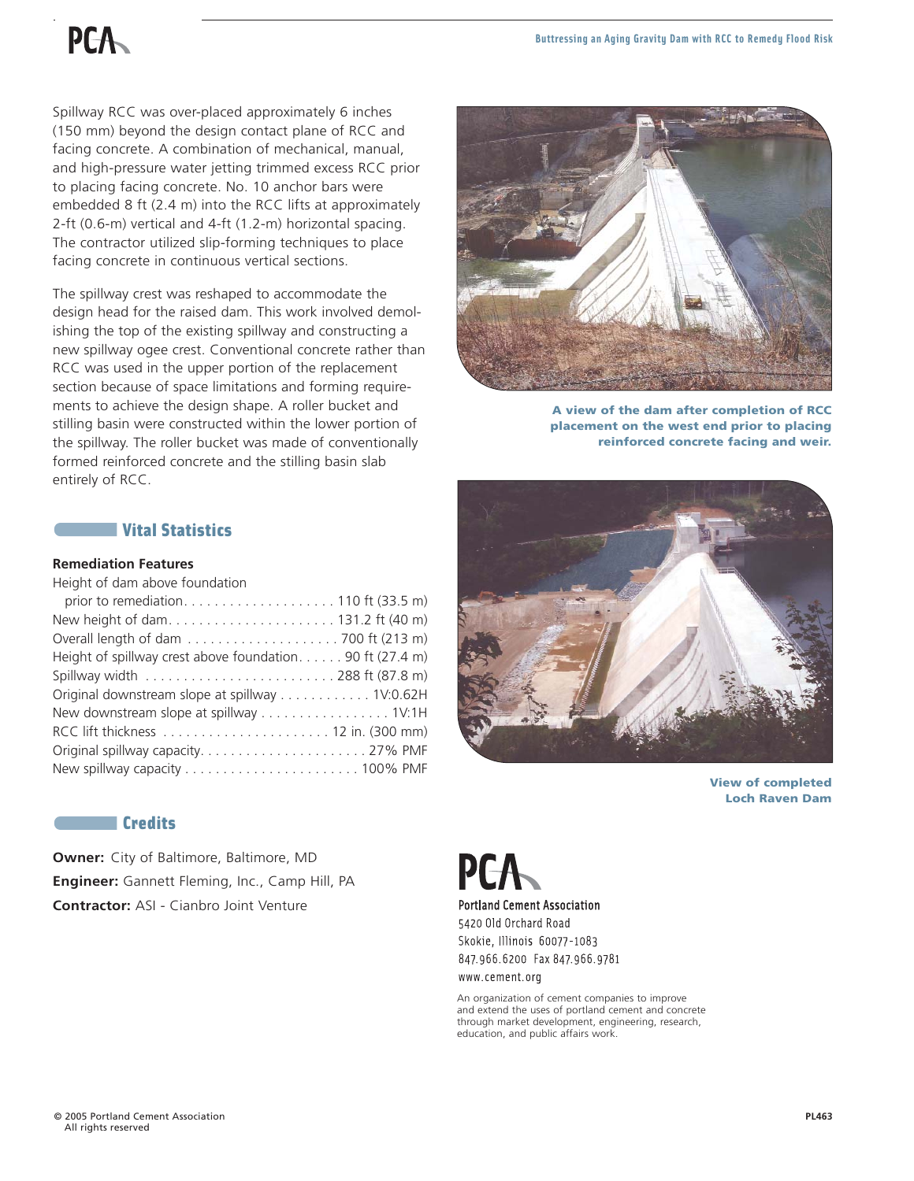Spillway RCC was over-placed approximately 6 inches (150 mm) beyond the design contact plane of RCC and facing concrete. A combination of mechanical, manual, and high-pressure water jetting trimmed excess RCC prior to placing facing concrete. No. 10 anchor bars were embedded 8 ft (2.4 m) into the RCC lifts at approximately 2-ft (0.6-m) vertical and 4-ft (1.2-m) horizontal spacing. The contractor utilized slip-forming techniques to place facing concrete in continuous vertical sections.

The spillway crest was reshaped to accommodate the design head for the raised dam. This work involved demolishing the top of the existing spillway and constructing a new spillway ogee crest. Conventional concrete rather than RCC was used in the upper portion of the replacement section because of space limitations and forming requirements to achieve the design shape. A roller bucket and stilling basin were constructed within the lower portion of the spillway. The roller bucket was made of conventionally formed reinforced concrete and the stilling basin slab entirely of RCC.

**A view of the dam after completion of RCC placement on the west end prior to placing reinforced concrete facing and weir.**

## Vital Statistics

**Remediation Features**

| | |
|---|---|
| Height of dam above foundation prior to remediation | 110 ft (33.5 m) |
| New height of dam | 131.2 ft (40 m) |
| Overall length of dam | 700 ft (213 m) |
| Height of spillway crest above foundation | 90 ft (27.4 m) |
| Spillway width | 288 ft (87.8 m) |
| Original downstream slope at spillway | 1V:0.62H |
| New downstream slope at spillway | 1V:1H |
| RCC lift thickness | 12 in. (300 mm) |
| Original spillway capacity | 27% PMF |
| New spillway capacity | 100% PMF |

**View of completed Loch Raven Dam**

## Credits

**Owner:** City of Baltimore, Baltimore, MD

**Engineer:** Gannett Fleming, Inc., Camp Hill, PA

**Contractor:** ASI - Cianbro Joint Venture

PCA

Portland Cement Association
5420 Old Orchard Road
Skokie, Illinois 60077-1083
847.966.6200 Fax 847.966.9781
www.cement.org

An organization of cement companies to improve and extend the uses of portland cement and concrete through market development, engineering, research, education, and public affairs work.

© 2005 Portland Cement Association
All rights reserved

PL463